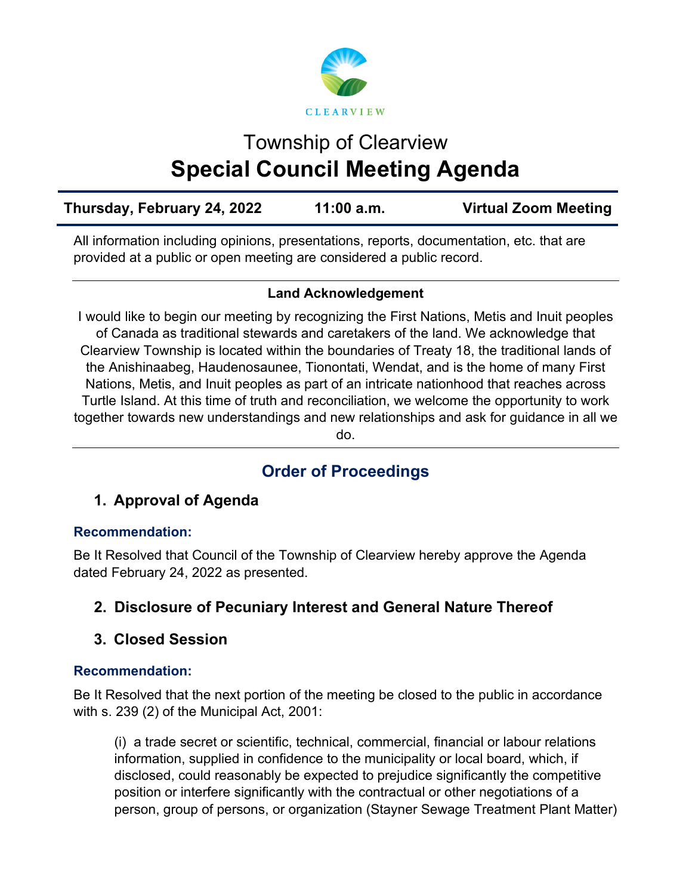CLEARVIEW

# Township of Clearview
# Special Council Meeting Agenda

| Thursday, February 24, 2022 | 11:00 a.m. | Virtual Zoom Meeting |
|---|---|---|

All information including opinions, presentations, reports, documentation, etc. that are provided at a public or open meeting are considered a public record.

---

**Land Acknowledgement**

I would like to begin our meeting by recognizing the First Nations, Metis and Inuit peoples of Canada as traditional stewards and caretakers of the land. We acknowledge that Clearview Township is located within the boundaries of Treaty 18, the traditional lands of the Anishinaabeg, Haudenosaunee, Tionontati, Wendat, and is the home of many First Nations, Metis, and Inuit peoples as part of an intricate nationhood that reaches across Turtle Island. At this time of truth and reconciliation, we welcome the opportunity to work together towards new understandings and new relationships and ask for guidance in all we do.

---

## Order of Proceedings

### 1. Approval of Agenda

**Recommendation:**

Be It Resolved that Council of the Township of Clearview hereby approve the Agenda dated February 24, 2022 as presented.

### 2. Disclosure of Pecuniary Interest and General Nature Thereof

### 3. Closed Session

**Recommendation:**

Be It Resolved that the next portion of the meeting be closed to the public in accordance with s. 239 (2) of the Municipal Act, 2001:

(i) a trade secret or scientific, technical, commercial, financial or labour relations information, supplied in confidence to the municipality or local board, which, if disclosed, could reasonably be expected to prejudice significantly the competitive position or interfere significantly with the contractual or other negotiations of a person, group of persons, or organization (Stayner Sewage Treatment Plant Matter)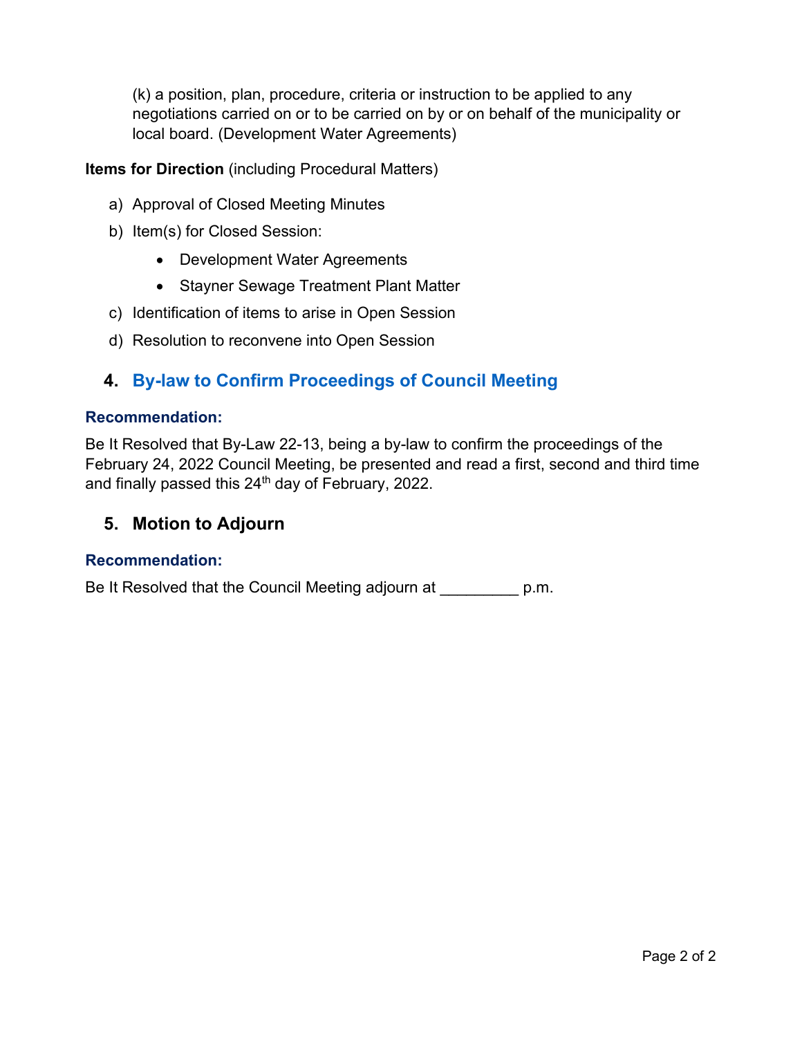(k) a position, plan, procedure, criteria or instruction to be applied to any negotiations carried on or to be carried on by or on behalf of the municipality or local board. (Development Water Agreements)

**Items for Direction** (including Procedural Matters)

a) Approval of Closed Meeting Minutes
b) Item(s) for Closed Session:
    - Development Water Agreements
    - Stayner Sewage Treatment Plant Matter
c) Identification of items to arise in Open Session
d) Resolution to reconvene into Open Session

## 4. By-law to Confirm Proceedings of Council Meeting

**Recommendation:**

Be It Resolved that By-Law 22-13, being a by-law to confirm the proceedings of the February 24, 2022 Council Meeting, be presented and read a first, second and third time and finally passed this 24th day of February, 2022.

## 5. Motion to Adjourn

**Recommendation:**

Be It Resolved that the Council Meeting adjourn at _________ p.m.